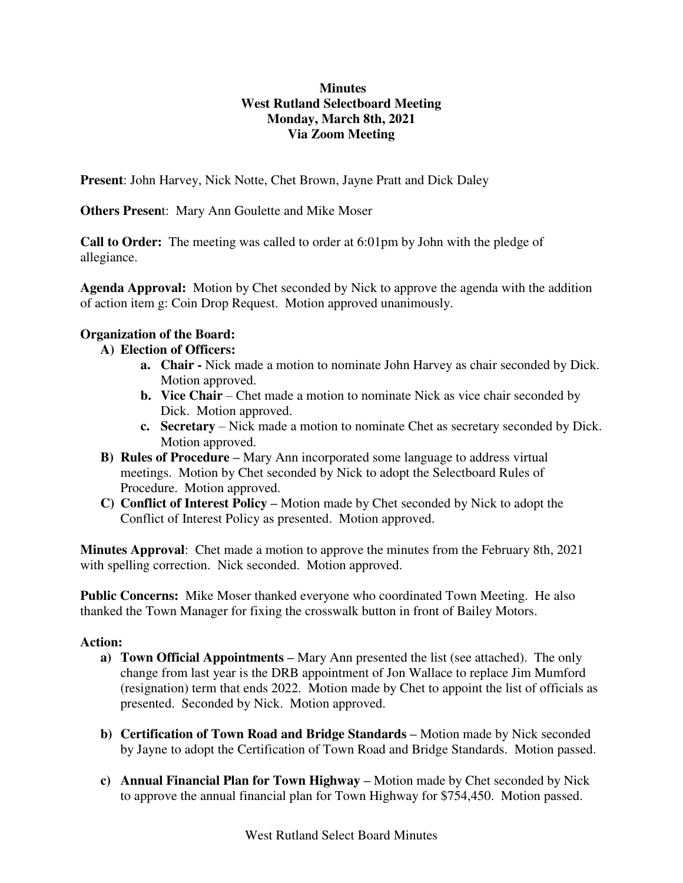# Minutes
## West Rutland Selectboard Meeting
## Monday, March 8th, 2021
## Via Zoom Meeting

**Present**: John Harvey, Nick Notte, Chet Brown, Jayne Pratt and Dick Daley

**Others Present**: Mary Ann Goulette and Mike Moser

**Call to Order:** The meeting was called to order at 6:01pm by John with the pledge of allegiance.

**Agenda Approval:** Motion by Chet seconded by Nick to approve the agenda with the addition of action item g: Coin Drop Request. Motion approved unanimously.

**Organization of the Board:**

**A) Election of Officers:**

- **a. Chair -** Nick made a motion to nominate John Harvey as chair seconded by Dick. Motion approved.
- **b. Vice Chair** – Chet made a motion to nominate Nick as vice chair seconded by Dick. Motion approved.
- **c. Secretary** – Nick made a motion to nominate Chet as secretary seconded by Dick. Motion approved.

**B) Rules of Procedure –** Mary Ann incorporated some language to address virtual meetings. Motion by Chet seconded by Nick to adopt the Selectboard Rules of Procedure. Motion approved.

**C) Conflict of Interest Policy –** Motion made by Chet seconded by Nick to adopt the Conflict of Interest Policy as presented. Motion approved.

**Minutes Approval**: Chet made a motion to approve the minutes from the February 8th, 2021 with spelling correction. Nick seconded. Motion approved.

**Public Concerns:** Mike Moser thanked everyone who coordinated Town Meeting. He also thanked the Town Manager for fixing the crosswalk button in front of Bailey Motors.

**Action:**

- **a) Town Official Appointments –** Mary Ann presented the list (see attached). The only change from last year is the DRB appointment of Jon Wallace to replace Jim Mumford (resignation) term that ends 2022. Motion made by Chet to appoint the list of officials as presented. Seconded by Nick. Motion approved.

- **b) Certification of Town Road and Bridge Standards –** Motion made by Nick seconded by Jayne to adopt the Certification of Town Road and Bridge Standards. Motion passed.

- **c) Annual Financial Plan for Town Highway –** Motion made by Chet seconded by Nick to approve the annual financial plan for Town Highway for $754,450. Motion passed.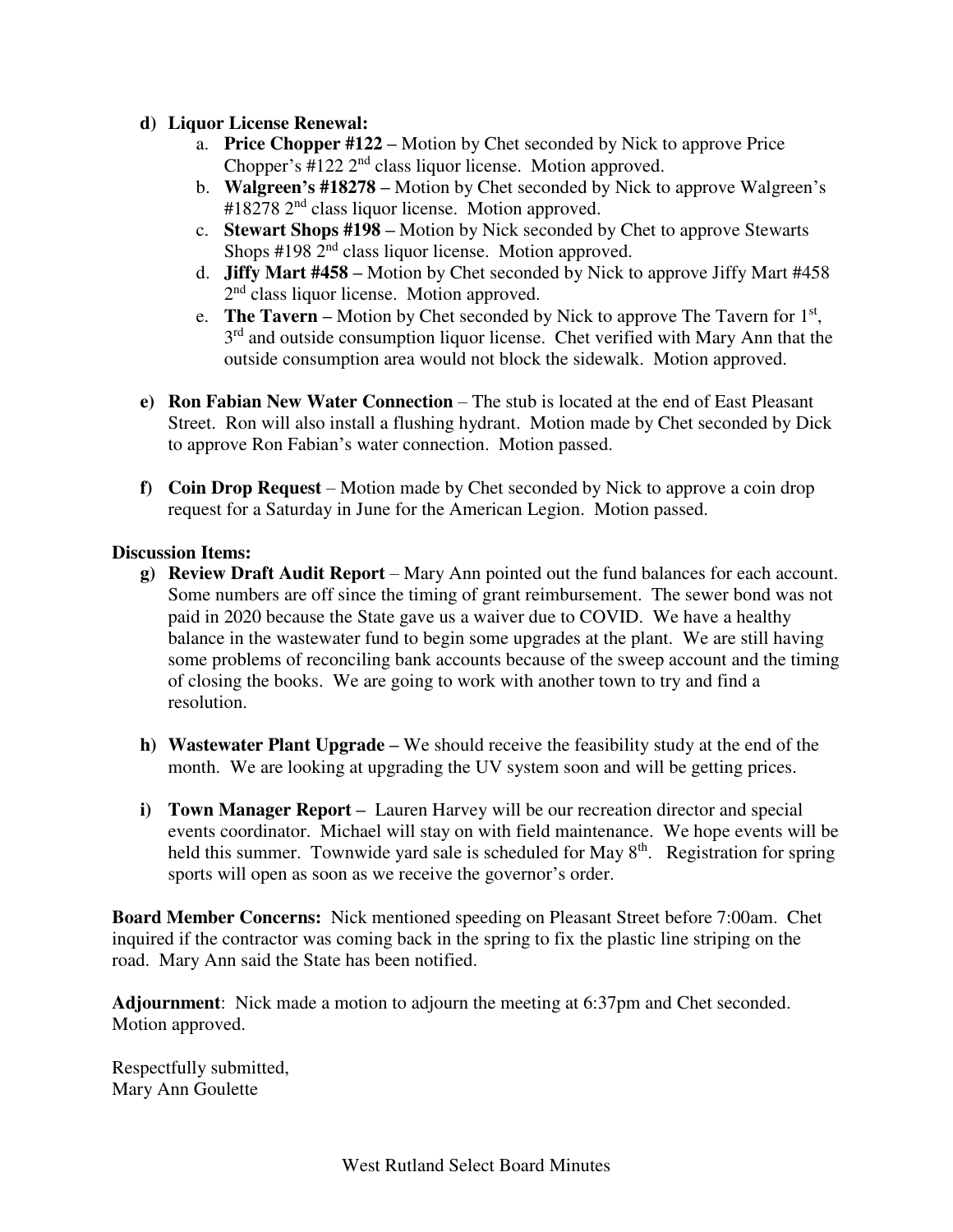d) **Liquor License Renewal:**
   a. **Price Chopper #122 –** Motion by Chet seconded by Nick to approve Price Chopper's #122 2nd class liquor license. Motion approved.
   b. **Walgreen's #18278 –** Motion by Chet seconded by Nick to approve Walgreen's #18278 2nd class liquor license. Motion approved.
   c. **Stewart Shops #198 –** Motion by Nick seconded by Chet to approve Stewarts Shops #198 2nd class liquor license. Motion approved.
   d. **Jiffy Mart #458 –** Motion by Chet seconded by Nick to approve Jiffy Mart #458 2nd class liquor license. Motion approved.
   e. **The Tavern –** Motion by Chet seconded by Nick to approve The Tavern for 1st, 3rd and outside consumption liquor license. Chet verified with Mary Ann that the outside consumption area would not block the sidewalk. Motion approved.

e) **Ron Fabian New Water Connection** – The stub is located at the end of East Pleasant Street. Ron will also install a flushing hydrant. Motion made by Chet seconded by Dick to approve Ron Fabian's water connection. Motion passed.

f) **Coin Drop Request** – Motion made by Chet seconded by Nick to approve a coin drop request for a Saturday in June for the American Legion. Motion passed.

**Discussion Items:**

g) **Review Draft Audit Report** – Mary Ann pointed out the fund balances for each account. Some numbers are off since the timing of grant reimbursement. The sewer bond was not paid in 2020 because the State gave us a waiver due to COVID. We have a healthy balance in the wastewater fund to begin some upgrades at the plant. We are still having some problems of reconciling bank accounts because of the sweep account and the timing of closing the books. We are going to work with another town to try and find a resolution.

h) **Wastewater Plant Upgrade –** We should receive the feasibility study at the end of the month. We are looking at upgrading the UV system soon and will be getting prices.

i) **Town Manager Report –** Lauren Harvey will be our recreation director and special events coordinator. Michael will stay on with field maintenance. We hope events will be held this summer. Townwide yard sale is scheduled for May 8th. Registration for spring sports will open as soon as we receive the governor's order.

**Board Member Concerns:** Nick mentioned speeding on Pleasant Street before 7:00am. Chet inquired if the contractor was coming back in the spring to fix the plastic line striping on the road. Mary Ann said the State has been notified.

**Adjournment**: Nick made a motion to adjourn the meeting at 6:37pm and Chet seconded. Motion approved.

Respectfully submitted,
Mary Ann Goulette